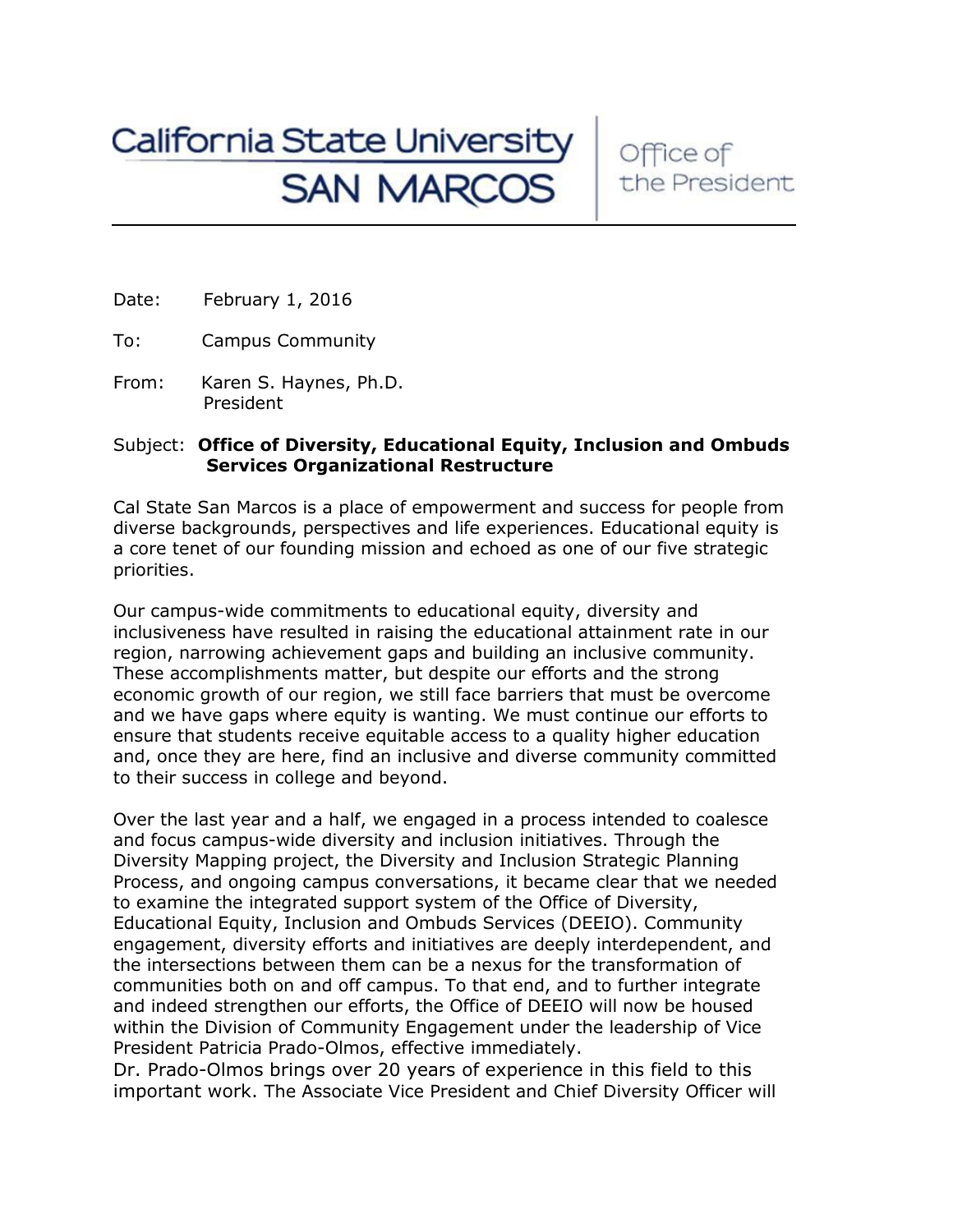California State University
SAN MARCOS

Office of the President

Date: February 1, 2016

To: Campus Community

From: Karen S. Haynes, Ph.D.
President

Subject: **Office of Diversity, Educational Equity, Inclusion and Ombuds Services Organizational Restructure**

Cal State San Marcos is a place of empowerment and success for people from diverse backgrounds, perspectives and life experiences. Educational equity is a core tenet of our founding mission and echoed as one of our five strategic priorities.

Our campus-wide commitments to educational equity, diversity and inclusiveness have resulted in raising the educational attainment rate in our region, narrowing achievement gaps and building an inclusive community. These accomplishments matter, but despite our efforts and the strong economic growth of our region, we still face barriers that must be overcome and we have gaps where equity is wanting. We must continue our efforts to ensure that students receive equitable access to a quality higher education and, once they are here, find an inclusive and diverse community committed to their success in college and beyond.

Over the last year and a half, we engaged in a process intended to coalesce and focus campus-wide diversity and inclusion initiatives. Through the Diversity Mapping project, the Diversity and Inclusion Strategic Planning Process, and ongoing campus conversations, it became clear that we needed to examine the integrated support system of the Office of Diversity, Educational Equity, Inclusion and Ombuds Services (DEEIO). Community engagement, diversity efforts and initiatives are deeply interdependent, and the intersections between them can be a nexus for the transformation of communities both on and off campus. To that end, and to further integrate and indeed strengthen our efforts, the Office of DEEIO will now be housed within the Division of Community Engagement under the leadership of Vice President Patricia Prado-Olmos, effective immediately.

Dr. Prado-Olmos brings over 20 years of experience in this field to this important work. The Associate Vice President and Chief Diversity Officer will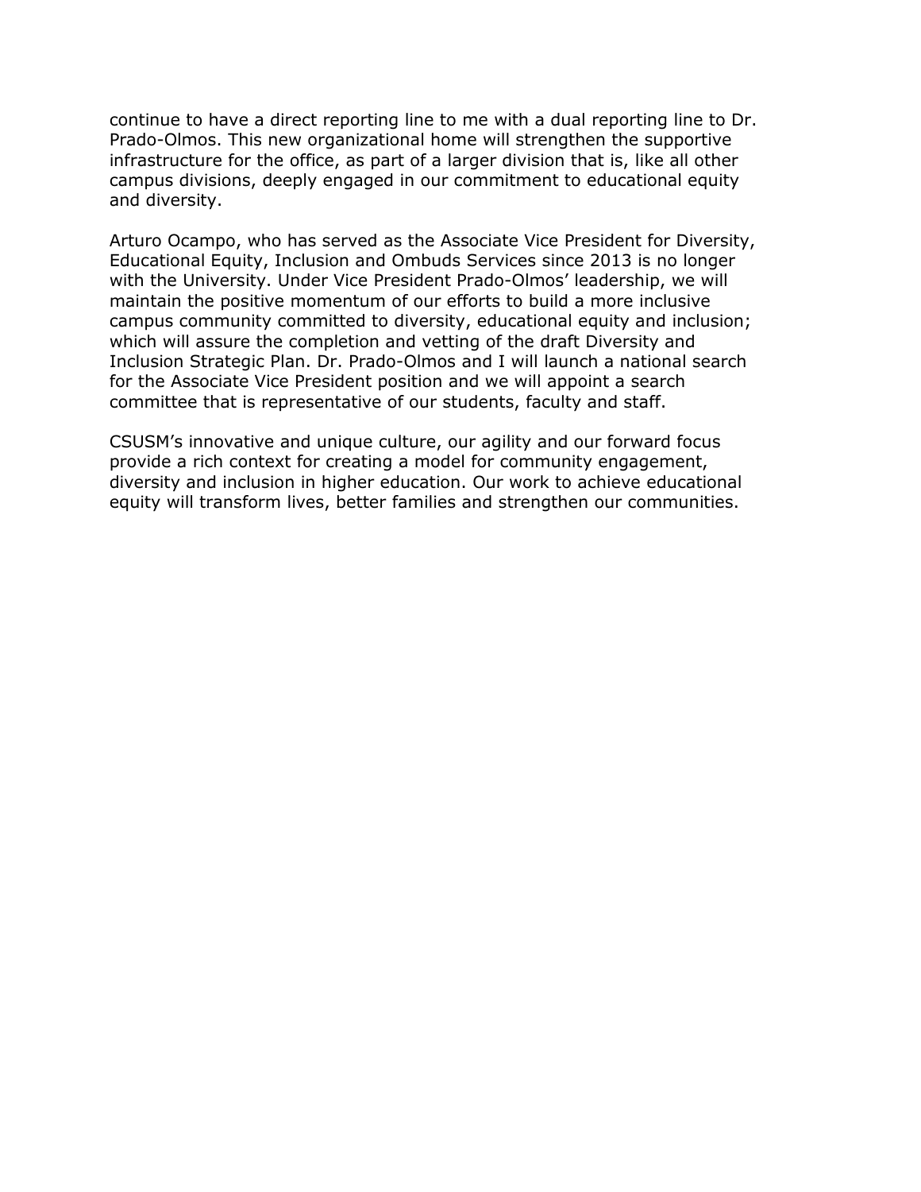continue to have a direct reporting line to me with a dual reporting line to Dr. Prado-Olmos. This new organizational home will strengthen the supportive infrastructure for the office, as part of a larger division that is, like all other campus divisions, deeply engaged in our commitment to educational equity and diversity.

Arturo Ocampo, who has served as the Associate Vice President for Diversity, Educational Equity, Inclusion and Ombuds Services since 2013 is no longer with the University. Under Vice President Prado-Olmos' leadership, we will maintain the positive momentum of our efforts to build a more inclusive campus community committed to diversity, educational equity and inclusion; which will assure the completion and vetting of the draft Diversity and Inclusion Strategic Plan. Dr. Prado-Olmos and I will launch a national search for the Associate Vice President position and we will appoint a search committee that is representative of our students, faculty and staff.

CSUSM's innovative and unique culture, our agility and our forward focus provide a rich context for creating a model for community engagement, diversity and inclusion in higher education. Our work to achieve educational equity will transform lives, better families and strengthen our communities.